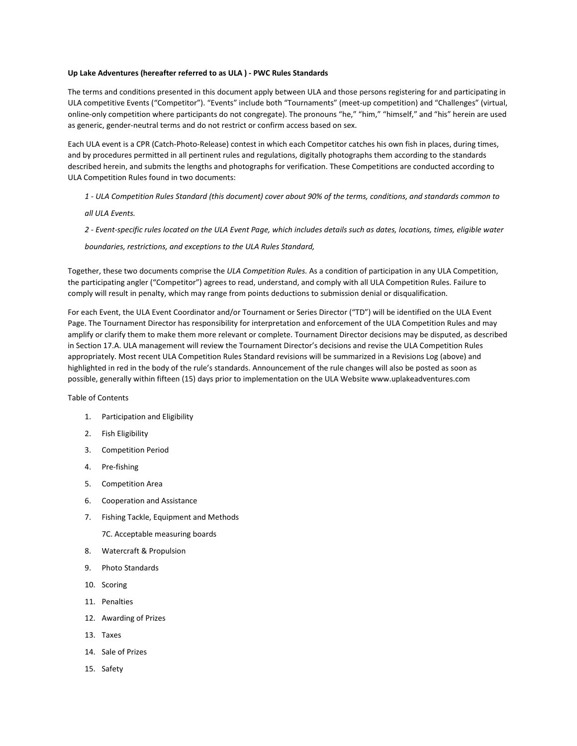**Up Lake Adventures (hereafter referred to as ULA ) - PWC Rules Standards**

The terms and conditions presented in this document apply between ULA and those persons registering for and participating in ULA competitive Events ("Competitor"). "Events" include both "Tournaments" (meet-up competition) and "Challenges" (virtual, online-only competition where participants do not congregate). The pronouns "he," "him," "himself," and "his" herein are used as generic, gender-neutral terms and do not restrict or confirm access based on sex.

Each ULA event is a CPR (Catch-Photo-Release) contest in which each Competitor catches his own fish in places, during times, and by procedures permitted in all pertinent rules and regulations, digitally photographs them according to the standards described herein, and submits the lengths and photographs for verification. These Competitions are conducted according to ULA Competition Rules found in two documents:

*1 - ULA Competition Rules Standard (this document) cover about 90% of the terms, conditions, and standards common to all ULA Events.*

*2 - Event-specific rules located on the ULA Event Page, which includes details such as dates, locations, times, eligible water boundaries, restrictions, and exceptions to the ULA Rules Standard,*

Together, these two documents comprise the *ULA Competition Rules.* As a condition of participation in any ULA Competition, the participating angler ("Competitor") agrees to read, understand, and comply with all ULA Competition Rules. Failure to comply will result in penalty, which may range from points deductions to submission denial or disqualification.

For each Event, the ULA Event Coordinator and/or Tournament or Series Director ("TD") will be identified on the ULA Event Page. The Tournament Director has responsibility for interpretation and enforcement of the ULA Competition Rules and may amplify or clarify them to make them more relevant or complete. Tournament Director decisions may be disputed, as described in Section 17.A. ULA management will review the Tournament Director's decisions and revise the ULA Competition Rules appropriately. Most recent ULA Competition Rules Standard revisions will be summarized in a Revisions Log (above) and highlighted in red in the body of the rule's standards. Announcement of the rule changes will also be posted as soon as possible, generally within fifteen (15) days prior to implementation on the ULA Website www.uplakeadventures.com

Table of Contents

1. Participation and Eligibility
2. Fish Eligibility
3. Competition Period
4. Pre-fishing
5. Competition Area
6. Cooperation and Assistance
7. Fishing Tackle, Equipment and Methods
   
   7C. Acceptable measuring boards
8. Watercraft & Propulsion
9. Photo Standards
10. Scoring
11. Penalties
12. Awarding of Prizes
13. Taxes
14. Sale of Prizes
15. Safety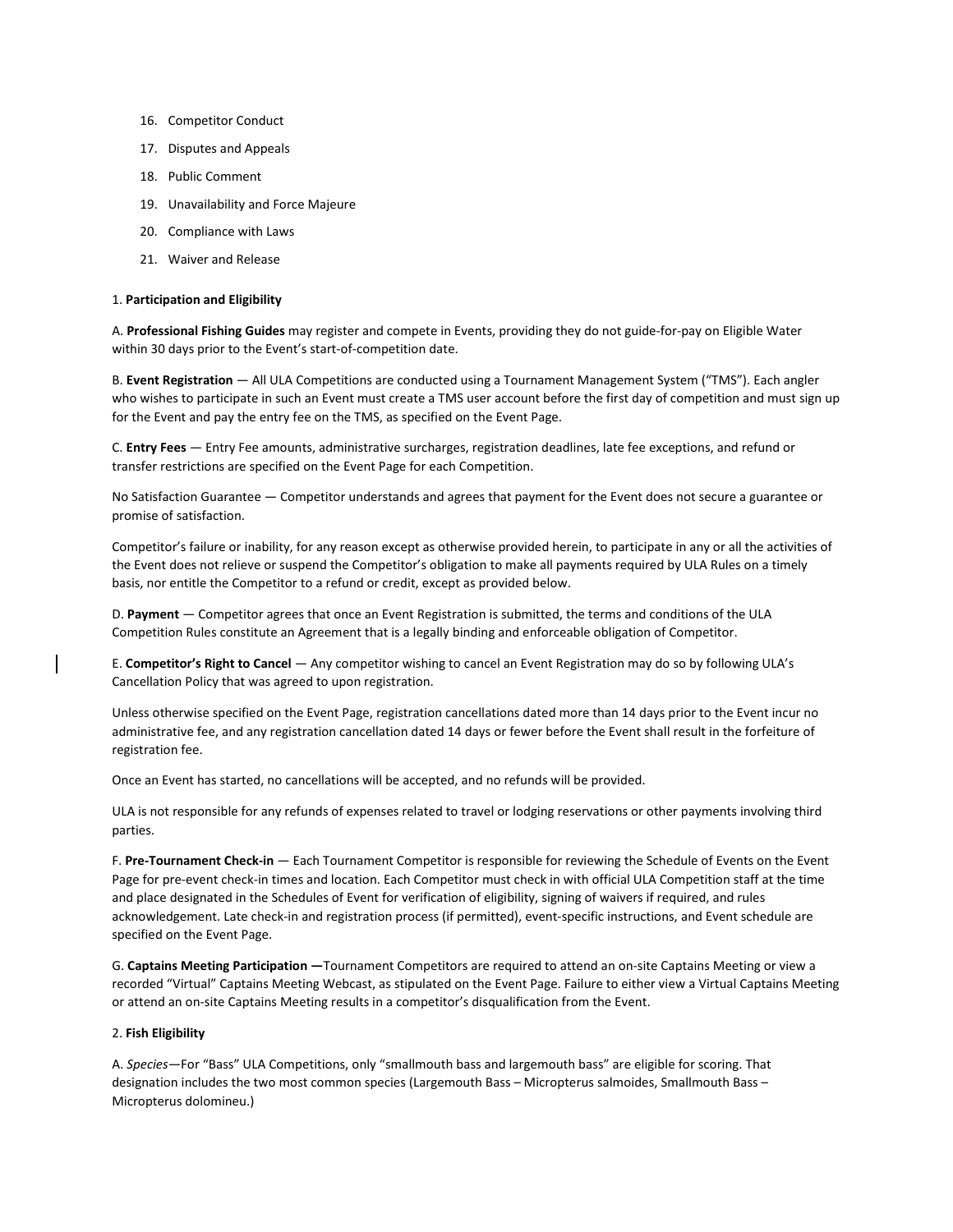16. Competitor Conduct
17. Disputes and Appeals
18. Public Comment
19. Unavailability and Force Majeure
20. Compliance with Laws
21. Waiver and Release

1. **Participation and Eligibility**

A. **Professional Fishing Guides** may register and compete in Events, providing they do not guide-for-pay on Eligible Water within 30 days prior to the Event's start-of-competition date.

B. **Event Registration** — All ULA Competitions are conducted using a Tournament Management System ("TMS"). Each angler who wishes to participate in such an Event must create a TMS user account before the first day of competition and must sign up for the Event and pay the entry fee on the TMS, as specified on the Event Page.

C. **Entry Fees** — Entry Fee amounts, administrative surcharges, registration deadlines, late fee exceptions, and refund or transfer restrictions are specified on the Event Page for each Competition.

No Satisfaction Guarantee — Competitor understands and agrees that payment for the Event does not secure a guarantee or promise of satisfaction.

Competitor's failure or inability, for any reason except as otherwise provided herein, to participate in any or all the activities of the Event does not relieve or suspend the Competitor's obligation to make all payments required by ULA Rules on a timely basis, nor entitle the Competitor to a refund or credit, except as provided below.

D. **Payment** — Competitor agrees that once an Event Registration is submitted, the terms and conditions of the ULA Competition Rules constitute an Agreement that is a legally binding and enforceable obligation of Competitor.

E. **Competitor's Right to Cancel** — Any competitor wishing to cancel an Event Registration may do so by following ULA's Cancellation Policy that was agreed to upon registration.

Unless otherwise specified on the Event Page, registration cancellations dated more than 14 days prior to the Event incur no administrative fee, and any registration cancellation dated 14 days or fewer before the Event shall result in the forfeiture of registration fee.

Once an Event has started, no cancellations will be accepted, and no refunds will be provided.

ULA is not responsible for any refunds of expenses related to travel or lodging reservations or other payments involving third parties.

F. **Pre-Tournament Check-in** — Each Tournament Competitor is responsible for reviewing the Schedule of Events on the Event Page for pre-event check-in times and location. Each Competitor must check in with official ULA Competition staff at the time and place designated in the Schedules of Event for verification of eligibility, signing of waivers if required, and rules acknowledgement. Late check-in and registration process (if permitted), event-specific instructions, and Event schedule are specified on the Event Page.

G. **Captains Meeting Participation —**Tournament Competitors are required to attend an on-site Captains Meeting or view a recorded "Virtual" Captains Meeting Webcast, as stipulated on the Event Page. Failure to either view a Virtual Captains Meeting or attend an on-site Captains Meeting results in a competitor's disqualification from the Event.

2. **Fish Eligibility**

A. *Species*—For "Bass" ULA Competitions, only "smallmouth bass and largemouth bass" are eligible for scoring. That designation includes the two most common species (Largemouth Bass – Micropterus salmoides, Smallmouth Bass – Micropterus dolomineu.)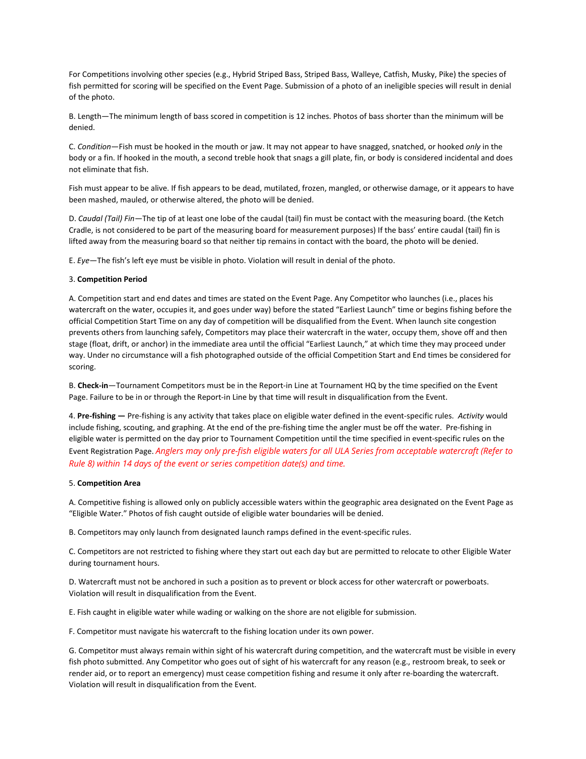For Competitions involving other species (e.g., Hybrid Striped Bass, Striped Bass, Walleye, Catfish, Musky, Pike) the species of fish permitted for scoring will be specified on the Event Page. Submission of a photo of an ineligible species will result in denial of the photo.

B. Length—The minimum length of bass scored in competition is 12 inches. Photos of bass shorter than the minimum will be denied.

C. *Condition*—Fish must be hooked in the mouth or jaw. It may not appear to have snagged, snatched, or hooked *only* in the body or a fin. If hooked in the mouth, a second treble hook that snags a gill plate, fin, or body is considered incidental and does not eliminate that fish.

Fish must appear to be alive. If fish appears to be dead, mutilated, frozen, mangled, or otherwise damage, or it appears to have been mashed, mauled, or otherwise altered, the photo will be denied.

D. *Caudal (Tail) Fin*—The tip of at least one lobe of the caudal (tail) fin must be contact with the measuring board. (the Ketch Cradle, is not considered to be part of the measuring board for measurement purposes) If the bass' entire caudal (tail) fin is lifted away from the measuring board so that neither tip remains in contact with the board, the photo will be denied.

E. *Eye*—The fish's left eye must be visible in photo. Violation will result in denial of the photo.

3. **Competition Period**

A. Competition start and end dates and times are stated on the Event Page. Any Competitor who launches (i.e., places his watercraft on the water, occupies it, and goes under way) before the stated "Earliest Launch" time or begins fishing before the official Competition Start Time on any day of competition will be disqualified from the Event. When launch site congestion prevents others from launching safely, Competitors may place their watercraft in the water, occupy them, shove off and then stage (float, drift, or anchor) in the immediate area until the official "Earliest Launch," at which time they may proceed under way. Under no circumstance will a fish photographed outside of the official Competition Start and End times be considered for scoring.

B. **Check-in**—Tournament Competitors must be in the Report-in Line at Tournament HQ by the time specified on the Event Page. Failure to be in or through the Report-in Line by that time will result in disqualification from the Event.

4. **Pre-fishing —** Pre-fishing is any activity that takes place on eligible water defined in the event-specific rules. *Activity* would include fishing, scouting, and graphing. At the end of the pre-fishing time the angler must be off the water. Pre-fishing in eligible water is permitted on the day prior to Tournament Competition until the time specified in event-specific rules on the Event Registration Page. *Anglers may only pre-fish eligible waters for all ULA Series from acceptable watercraft (Refer to Rule 8) within 14 days of the event or series competition date(s) and time.*

5. **Competition Area**

A. Competitive fishing is allowed only on publicly accessible waters within the geographic area designated on the Event Page as "Eligible Water." Photos of fish caught outside of eligible water boundaries will be denied.

B. Competitors may only launch from designated launch ramps defined in the event-specific rules.

C. Competitors are not restricted to fishing where they start out each day but are permitted to relocate to other Eligible Water during tournament hours.

D. Watercraft must not be anchored in such a position as to prevent or block access for other watercraft or powerboats. Violation will result in disqualification from the Event.

E. Fish caught in eligible water while wading or walking on the shore are not eligible for submission.

F. Competitor must navigate his watercraft to the fishing location under its own power.

G. Competitor must always remain within sight of his watercraft during competition, and the watercraft must be visible in every fish photo submitted. Any Competitor who goes out of sight of his watercraft for any reason (e.g., restroom break, to seek or render aid, or to report an emergency) must cease competition fishing and resume it only after re-boarding the watercraft. Violation will result in disqualification from the Event.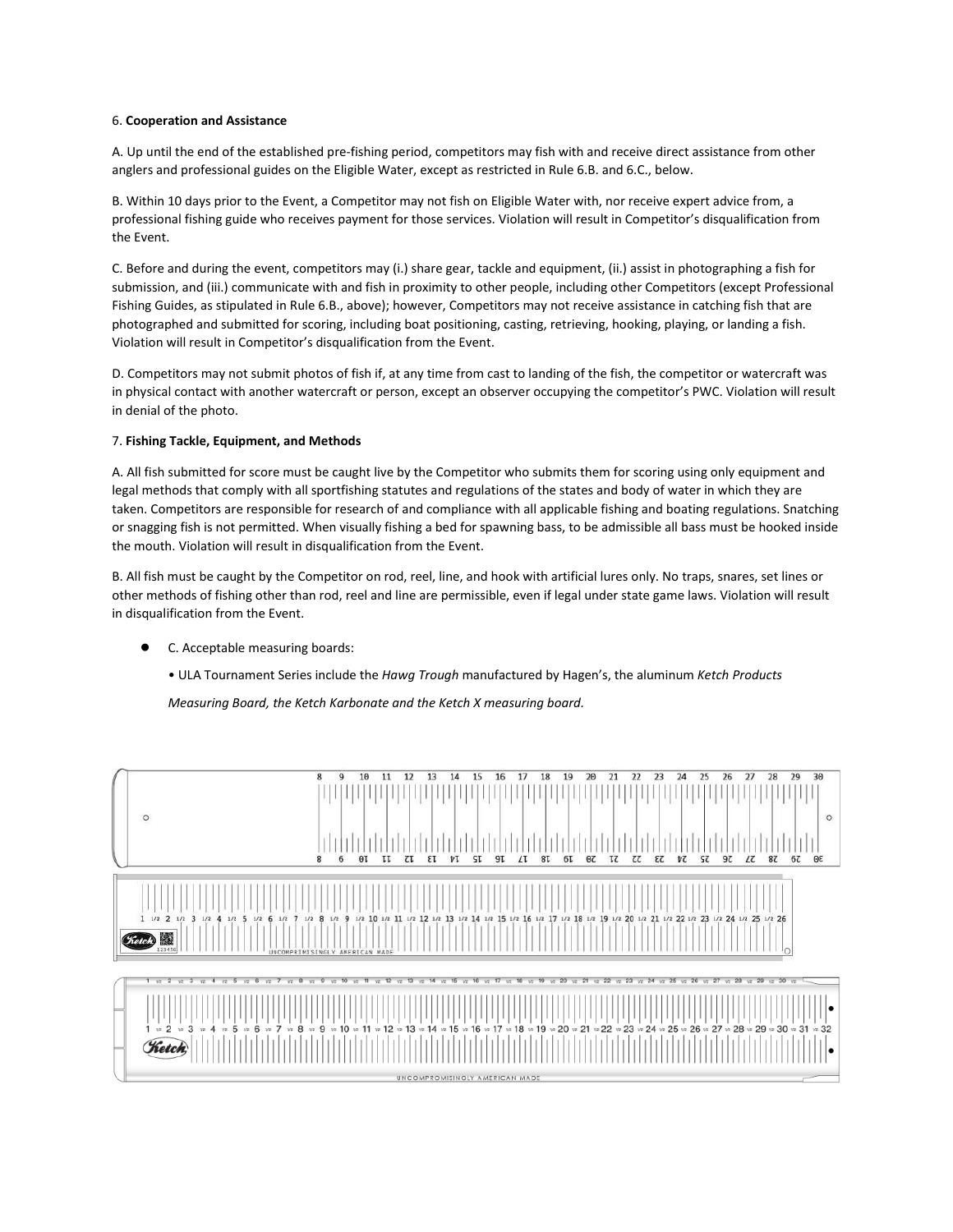6. **Cooperation and Assistance**

A. Up until the end of the established pre-fishing period, competitors may fish with and receive direct assistance from other anglers and professional guides on the Eligible Water, except as restricted in Rule 6.B. and 6.C., below.

B. Within 10 days prior to the Event, a Competitor may not fish on Eligible Water with, nor receive expert advice from, a professional fishing guide who receives payment for those services. Violation will result in Competitor's disqualification from the Event.

C. Before and during the event, competitors may (i.) share gear, tackle and equipment, (ii.) assist in photographing a fish for submission, and (iii.) communicate with and fish in proximity to other people, including other Competitors (except Professional Fishing Guides, as stipulated in Rule 6.B., above); however, Competitors may not receive assistance in catching fish that are photographed and submitted for scoring, including boat positioning, casting, retrieving, hooking, playing, or landing a fish. Violation will result in Competitor's disqualification from the Event.

D. Competitors may not submit photos of fish if, at any time from cast to landing of the fish, the competitor or watercraft was in physical contact with another watercraft or person, except an observer occupying the competitor's PWC. Violation will result in denial of the photo.

7. **Fishing Tackle, Equipment, and Methods**

A. All fish submitted for score must be caught live by the Competitor who submits them for scoring using only equipment and legal methods that comply with all sportfishing statutes and regulations of the states and body of water in which they are taken. Competitors are responsible for research of and compliance with all applicable fishing and boating regulations. Snatching or snagging fish is not permitted. When visually fishing a bed for spawning bass, to be admissible all bass must be hooked inside the mouth. Violation will result in disqualification from the Event.

B. All fish must be caught by the Competitor on rod, reel, line, and hook with artificial lures only. No traps, snares, set lines or other methods of fishing other than rod, reel and line are permissible, even if legal under state game laws. Violation will result in disqualification from the Event.

- C. Acceptable measuring boards:

  • ULA Tournament Series include the *Hawg Trough* manufactured by Hagen's, the aluminum *Ketch Products Measuring Board, the Ketch Karbonate and the Ketch X measuring board.*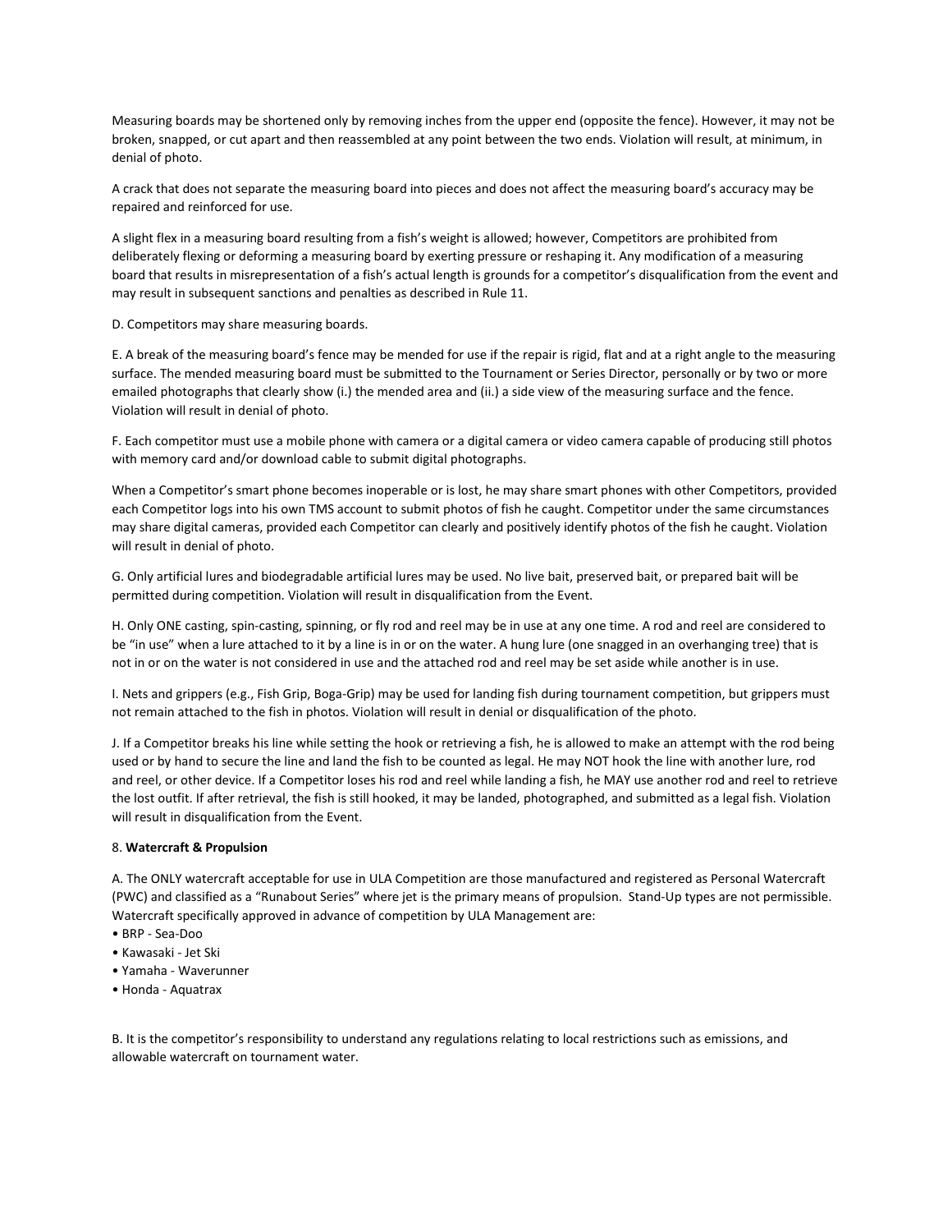Measuring boards may be shortened only by removing inches from the upper end (opposite the fence). However, it may not be broken, snapped, or cut apart and then reassembled at any point between the two ends. Violation will result, at minimum, in denial of photo.

A crack that does not separate the measuring board into pieces and does not affect the measuring board's accuracy may be repaired and reinforced for use.

A slight flex in a measuring board resulting from a fish's weight is allowed; however, Competitors are prohibited from deliberately flexing or deforming a measuring board by exerting pressure or reshaping it. Any modification of a measuring board that results in misrepresentation of a fish's actual length is grounds for a competitor's disqualification from the event and may result in subsequent sanctions and penalties as described in Rule 11.

D. Competitors may share measuring boards.

E. A break of the measuring board's fence may be mended for use if the repair is rigid, flat and at a right angle to the measuring surface. The mended measuring board must be submitted to the Tournament or Series Director, personally or by two or more emailed photographs that clearly show (i.) the mended area and (ii.) a side view of the measuring surface and the fence. Violation will result in denial of photo.

F. Each competitor must use a mobile phone with camera or a digital camera or video camera capable of producing still photos with memory card and/or download cable to submit digital photographs.

When a Competitor's smart phone becomes inoperable or is lost, he may share smart phones with other Competitors, provided each Competitor logs into his own TMS account to submit photos of fish he caught. Competitor under the same circumstances may share digital cameras, provided each Competitor can clearly and positively identify photos of the fish he caught. Violation will result in denial of photo.

G. Only artificial lures and biodegradable artificial lures may be used. No live bait, preserved bait, or prepared bait will be permitted during competition. Violation will result in disqualification from the Event.

H. Only ONE casting, spin-casting, spinning, or fly rod and reel may be in use at any one time. A rod and reel are considered to be "in use" when a lure attached to it by a line is in or on the water. A hung lure (one snagged in an overhanging tree) that is not in or on the water is not considered in use and the attached rod and reel may be set aside while another is in use.

I. Nets and grippers (e.g., Fish Grip, Boga-Grip) may be used for landing fish during tournament competition, but grippers must not remain attached to the fish in photos. Violation will result in denial or disqualification of the photo.

J. If a Competitor breaks his line while setting the hook or retrieving a fish, he is allowed to make an attempt with the rod being used or by hand to secure the line and land the fish to be counted as legal. He may NOT hook the line with another lure, rod and reel, or other device. If a Competitor loses his rod and reel while landing a fish, he MAY use another rod and reel to retrieve the lost outfit. If after retrieval, the fish is still hooked, it may be landed, photographed, and submitted as a legal fish. Violation will result in disqualification from the Event.

8. **Watercraft & Propulsion**

A. The ONLY watercraft acceptable for use in ULA Competition are those manufactured and registered as Personal Watercraft (PWC) and classified as a "Runabout Series" where jet is the primary means of propulsion. Stand-Up types are not permissible. Watercraft specifically approved in advance of competition by ULA Management are:

- BRP - Sea-Doo
- Kawasaki - Jet Ski
- Yamaha - Waverunner
- Honda - Aquatrax

B. It is the competitor's responsibility to understand any regulations relating to local restrictions such as emissions, and allowable watercraft on tournament water.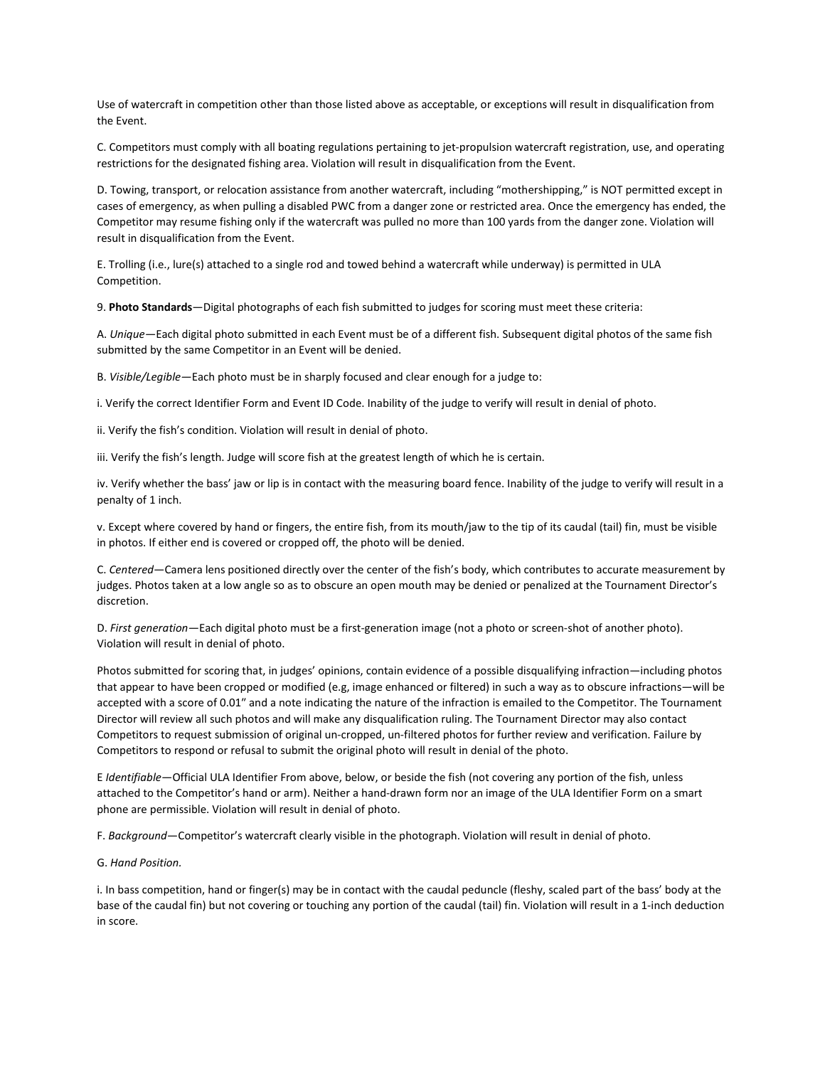Use of watercraft in competition other than those listed above as acceptable, or exceptions will result in disqualification from the Event.

C. Competitors must comply with all boating regulations pertaining to jet-propulsion watercraft registration, use, and operating restrictions for the designated fishing area. Violation will result in disqualification from the Event.

D. Towing, transport, or relocation assistance from another watercraft, including "mothershipping," is NOT permitted except in cases of emergency, as when pulling a disabled PWC from a danger zone or restricted area. Once the emergency has ended, the Competitor may resume fishing only if the watercraft was pulled no more than 100 yards from the danger zone. Violation will result in disqualification from the Event.

E. Trolling (i.e., lure(s) attached to a single rod and towed behind a watercraft while underway) is permitted in ULA Competition.

9. **Photo Standards**—Digital photographs of each fish submitted to judges for scoring must meet these criteria:

A. *Unique*—Each digital photo submitted in each Event must be of a different fish. Subsequent digital photos of the same fish submitted by the same Competitor in an Event will be denied.

B. *Visible/Legible*—Each photo must be in sharply focused and clear enough for a judge to:

i. Verify the correct Identifier Form and Event ID Code. Inability of the judge to verify will result in denial of photo.

ii. Verify the fish's condition. Violation will result in denial of photo.

iii. Verify the fish's length. Judge will score fish at the greatest length of which he is certain.

iv. Verify whether the bass' jaw or lip is in contact with the measuring board fence. Inability of the judge to verify will result in a penalty of 1 inch.

v. Except where covered by hand or fingers, the entire fish, from its mouth/jaw to the tip of its caudal (tail) fin, must be visible in photos. If either end is covered or cropped off, the photo will be denied.

C. *Centered*—Camera lens positioned directly over the center of the fish's body, which contributes to accurate measurement by judges. Photos taken at a low angle so as to obscure an open mouth may be denied or penalized at the Tournament Director's discretion.

D. *First generation*—Each digital photo must be a first-generation image (not a photo or screen-shot of another photo). Violation will result in denial of photo.

Photos submitted for scoring that, in judges' opinions, contain evidence of a possible disqualifying infraction—including photos that appear to have been cropped or modified (e.g, image enhanced or filtered) in such a way as to obscure infractions—will be accepted with a score of 0.01" and a note indicating the nature of the infraction is emailed to the Competitor. The Tournament Director will review all such photos and will make any disqualification ruling. The Tournament Director may also contact Competitors to request submission of original un-cropped, un-filtered photos for further review and verification. Failure by Competitors to respond or refusal to submit the original photo will result in denial of the photo.

E *Identifiable*—Official ULA Identifier From above, below, or beside the fish (not covering any portion of the fish, unless attached to the Competitor's hand or arm). Neither a hand-drawn form nor an image of the ULA Identifier Form on a smart phone are permissible. Violation will result in denial of photo.

F. *Background*—Competitor's watercraft clearly visible in the photograph. Violation will result in denial of photo.

G. *Hand Position.*

i. In bass competition, hand or finger(s) may be in contact with the caudal peduncle (fleshy, scaled part of the bass' body at the base of the caudal fin) but not covering or touching any portion of the caudal (tail) fin. Violation will result in a 1-inch deduction in score.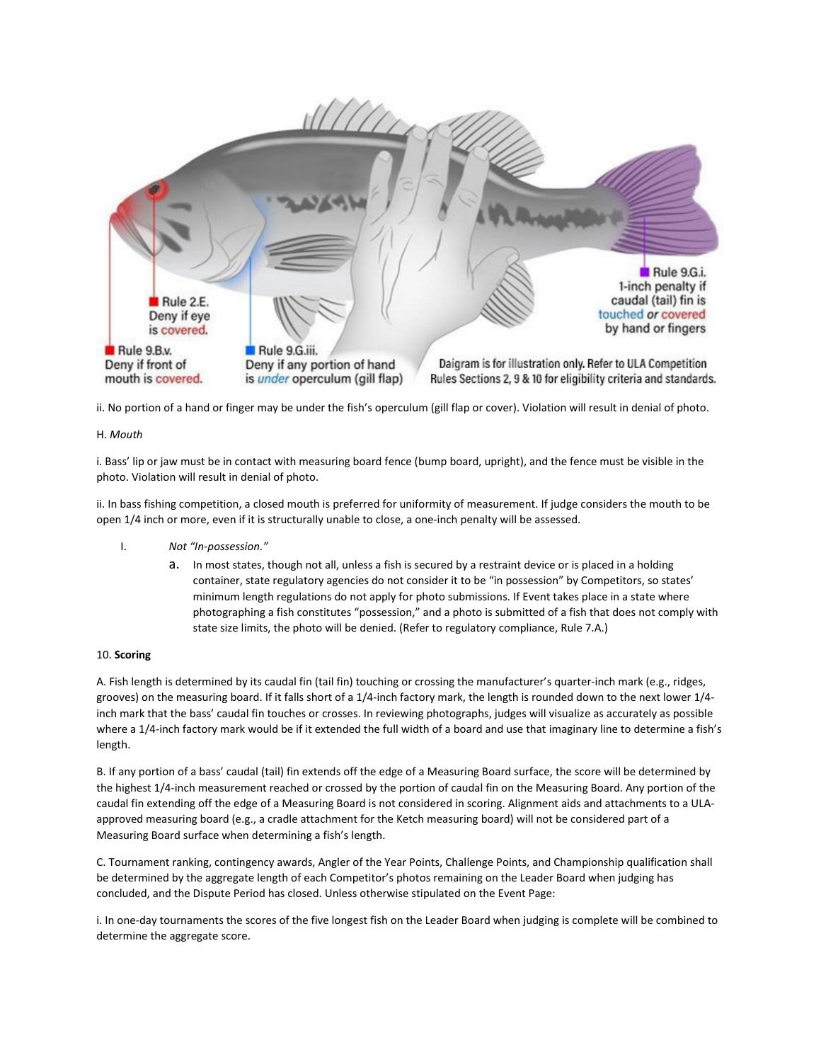Rule 2.E. Deny if eye is covered.

Rule 9.B.v. Deny if front of mouth is covered.

Rule 9.G.iii. Deny if any portion of hand is *under* operculum (gill flap)

Rule 9.G.i. 1-inch penalty if caudal (tail) fin is touched *or* covered by hand or fingers

Daigram is for illustration only. Refer to ULA Competition Rules Sections 2, 9 & 10 for eligibility criteria and standards.

ii. No portion of a hand or finger may be under the fish's operculum (gill flap or cover). Violation will result in denial of photo.

H. *Mouth*

i. Bass' lip or jaw must be in contact with measuring board fence (bump board, upright), and the fence must be visible in the photo. Violation will result in denial of photo.

ii. In bass fishing competition, a closed mouth is preferred for uniformity of measurement. If judge considers the mouth to be open 1/4 inch or more, even if it is structurally unable to close, a one-inch penalty will be assessed.

I. *Not "In-possession."*

a. In most states, though not all, unless a fish is secured by a restraint device or is placed in a holding container, state regulatory agencies do not consider it to be "in possession" by Competitors, so states' minimum length regulations do not apply for photo submissions. If Event takes place in a state where photographing a fish constitutes "possession," and a photo is submitted of a fish that does not comply with state size limits, the photo will be denied. (Refer to regulatory compliance, Rule 7.A.)

10. **Scoring**

A. Fish length is determined by its caudal fin (tail fin) touching or crossing the manufacturer's quarter-inch mark (e.g., ridges, grooves) on the measuring board. If it falls short of a 1/4-inch factory mark, the length is rounded down to the next lower 1/4-inch mark that the bass' caudal fin touches or crosses. In reviewing photographs, judges will visualize as accurately as possible where a 1/4-inch factory mark would be if it extended the full width of a board and use that imaginary line to determine a fish's length.

B. If any portion of a bass' caudal (tail) fin extends off the edge of a Measuring Board surface, the score will be determined by the highest 1/4-inch measurement reached or crossed by the portion of caudal fin on the Measuring Board. Any portion of the caudal fin extending off the edge of a Measuring Board is not considered in scoring. Alignment aids and attachments to a ULA-approved measuring board (e.g., a cradle attachment for the Ketch measuring board) will not be considered part of a Measuring Board surface when determining a fish's length.

C. Tournament ranking, contingency awards, Angler of the Year Points, Challenge Points, and Championship qualification shall be determined by the aggregate length of each Competitor's photos remaining on the Leader Board when judging has concluded, and the Dispute Period has closed. Unless otherwise stipulated on the Event Page:

i. In one-day tournaments the scores of the five longest fish on the Leader Board when judging is complete will be combined to determine the aggregate score.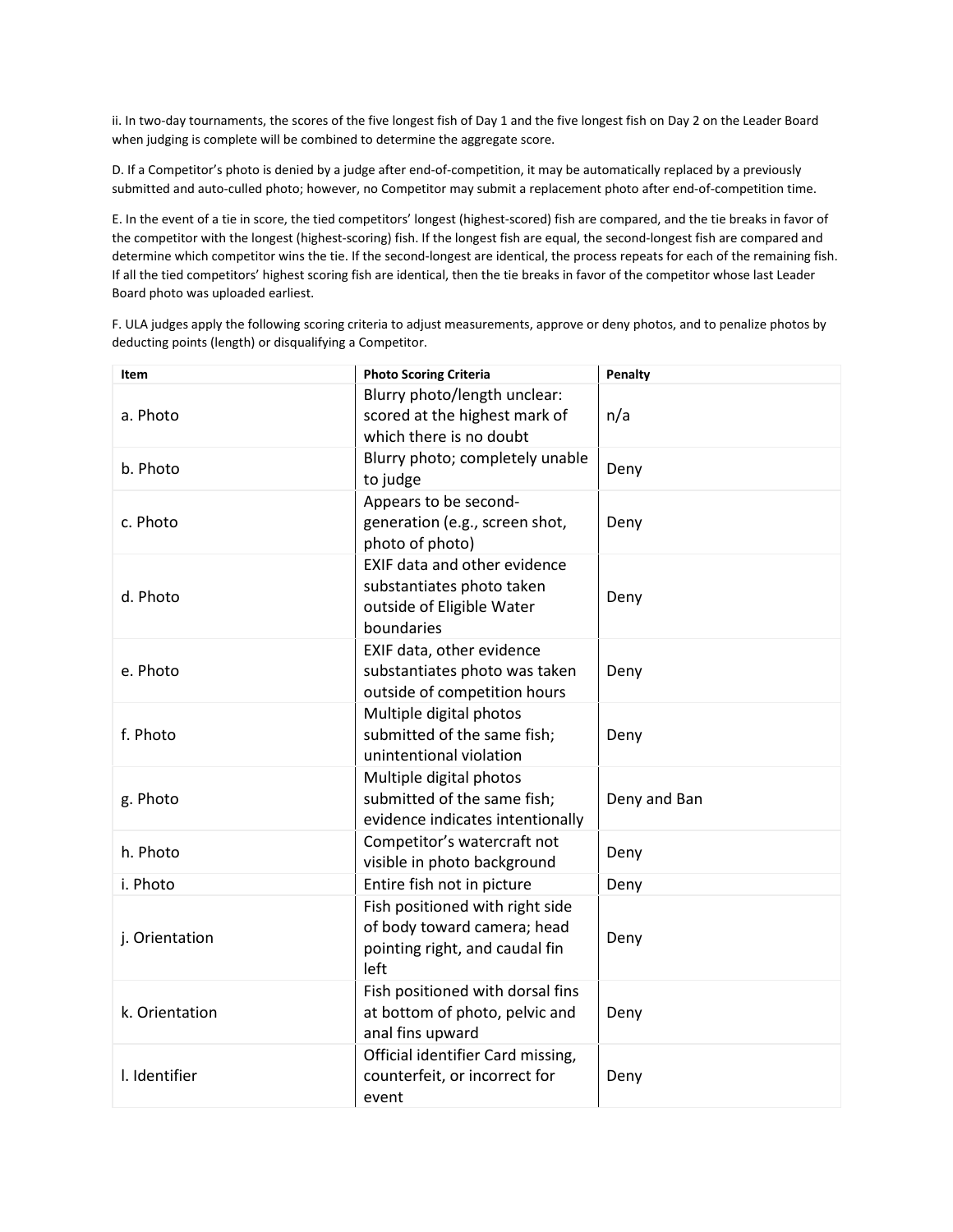ii. In two-day tournaments, the scores of the five longest fish of Day 1 and the five longest fish on Day 2 on the Leader Board when judging is complete will be combined to determine the aggregate score.

D. If a Competitor's photo is denied by a judge after end-of-competition, it may be automatically replaced by a previously submitted and auto-culled photo; however, no Competitor may submit a replacement photo after end-of-competition time.

E. In the event of a tie in score, the tied competitors' longest (highest-scored) fish are compared, and the tie breaks in favor of the competitor with the longest (highest-scoring) fish. If the longest fish are equal, the second-longest fish are compared and determine which competitor wins the tie. If the second-longest are identical, the process repeats for each of the remaining fish. If all the tied competitors' highest scoring fish are identical, then the tie breaks in favor of the competitor whose last Leader Board photo was uploaded earliest.

F. ULA judges apply the following scoring criteria to adjust measurements, approve or deny photos, and to penalize photos by deducting points (length) or disqualifying a Competitor.

| Item | Photo Scoring Criteria | Penalty |
|---|---|---|
| a. Photo | Blurry photo/length unclear: scored at the highest mark of which there is no doubt | n/a |
| b. Photo | Blurry photo; completely unable to judge | Deny |
| c. Photo | Appears to be second-generation (e.g., screen shot, photo of photo) | Deny |
| d. Photo | EXIF data and other evidence substantiates photo taken outside of Eligible Water boundaries | Deny |
| e. Photo | EXIF data, other evidence substantiates photo was taken outside of competition hours | Deny |
| f. Photo | Multiple digital photos submitted of the same fish; unintentional violation | Deny |
| g. Photo | Multiple digital photos submitted of the same fish; evidence indicates intentionally | Deny and Ban |
| h. Photo | Competitor's watercraft not visible in photo background | Deny |
| i. Photo | Entire fish not in picture | Deny |
| j. Orientation | Fish positioned with right side of body toward camera; head pointing right, and caudal fin left | Deny |
| k. Orientation | Fish positioned with dorsal fins at bottom of photo, pelvic and anal fins upward | Deny |
| l. Identifier | Official identifier Card missing, counterfeit, or incorrect for event | Deny |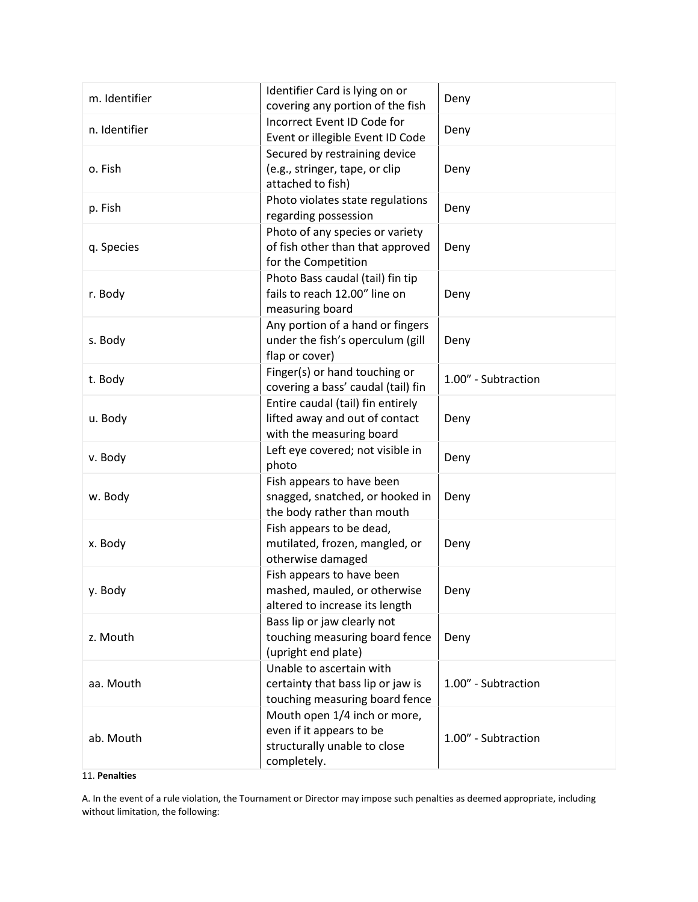| | | |
|---|---|---|
| m. Identifier | Identifier Card is lying on or covering any portion of the fish | Deny |
| n. Identifier | Incorrect Event ID Code for Event or illegible Event ID Code | Deny |
| o. Fish | Secured by restraining device (e.g., stringer, tape, or clip attached to fish) | Deny |
| p. Fish | Photo violates state regulations regarding possession | Deny |
| q. Species | Photo of any species or variety of fish other than that approved for the Competition | Deny |
| r. Body | Photo Bass caudal (tail) fin tip fails to reach 12.00" line on measuring board | Deny |
| s. Body | Any portion of a hand or fingers under the fish's operculum (gill flap or cover) | Deny |
| t. Body | Finger(s) or hand touching or covering a bass' caudal (tail) fin | 1.00" - Subtraction |
| u. Body | Entire caudal (tail) fin entirely lifted away and out of contact with the measuring board | Deny |
| v. Body | Left eye covered; not visible in photo | Deny |
| w. Body | Fish appears to have been snagged, snatched, or hooked in the body rather than mouth | Deny |
| x. Body | Fish appears to be dead, mutilated, frozen, mangled, or otherwise damaged | Deny |
| y. Body | Fish appears to have been mashed, mauled, or otherwise altered to increase its length | Deny |
| z. Mouth | Bass lip or jaw clearly not touching measuring board fence (upright end plate) | Deny |
| aa. Mouth | Unable to ascertain with certainty that bass lip or jaw is touching measuring board fence | 1.00" - Subtraction |
| ab. Mouth | Mouth open 1/4 inch or more, even if it appears to be structurally unable to close completely. | 1.00" - Subtraction |

11. **Penalties**

A. In the event of a rule violation, the Tournament or Director may impose such penalties as deemed appropriate, including without limitation, the following: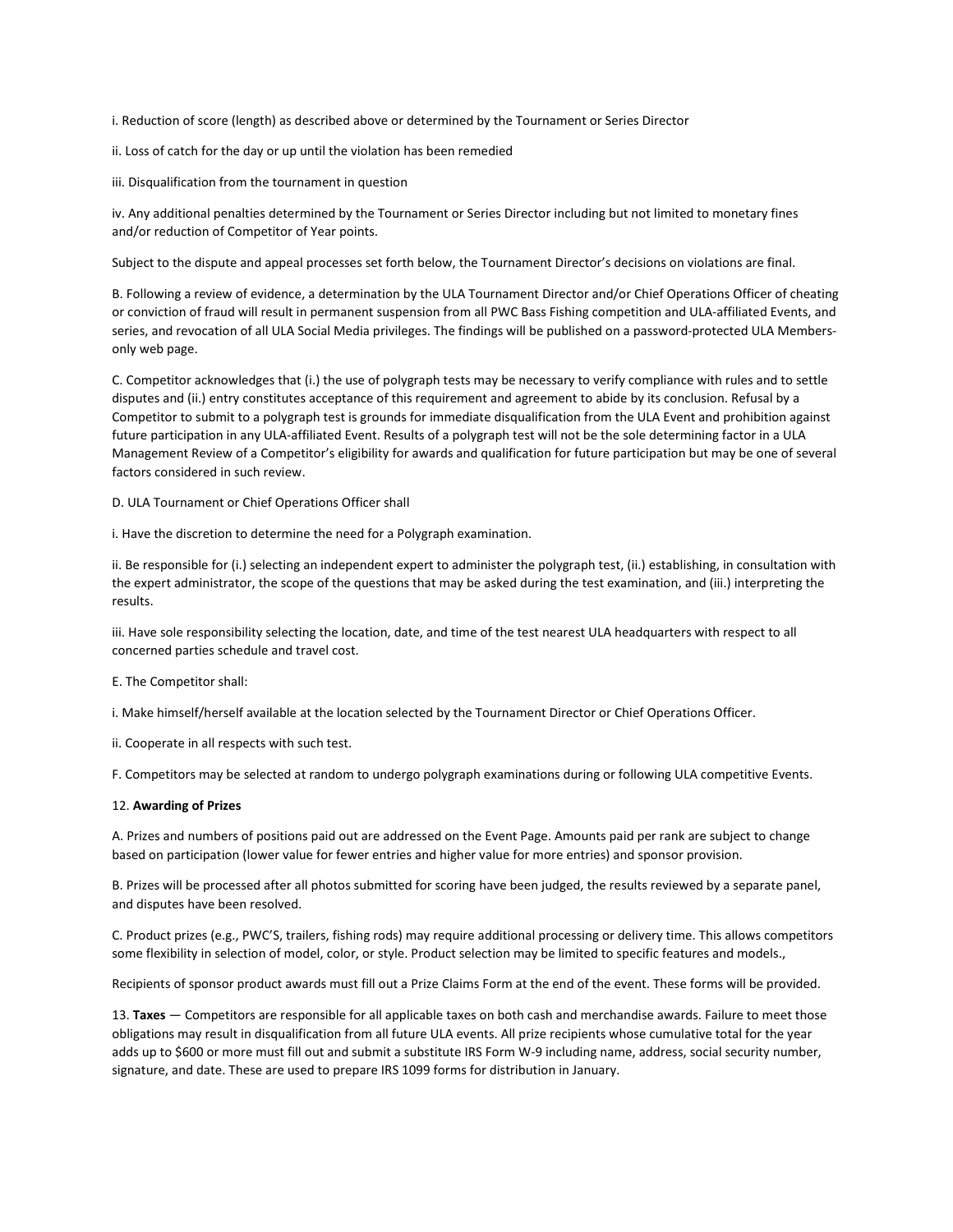i. Reduction of score (length) as described above or determined by the Tournament or Series Director

ii. Loss of catch for the day or up until the violation has been remedied

iii. Disqualification from the tournament in question

iv. Any additional penalties determined by the Tournament or Series Director including but not limited to monetary fines and/or reduction of Competitor of Year points.

Subject to the dispute and appeal processes set forth below, the Tournament Director's decisions on violations are final.

B. Following a review of evidence, a determination by the ULA Tournament Director and/or Chief Operations Officer of cheating or conviction of fraud will result in permanent suspension from all PWC Bass Fishing competition and ULA-affiliated Events, and series, and revocation of all ULA Social Media privileges. The findings will be published on a password-protected ULA Members-only web page.

C. Competitor acknowledges that (i.) the use of polygraph tests may be necessary to verify compliance with rules and to settle disputes and (ii.) entry constitutes acceptance of this requirement and agreement to abide by its conclusion. Refusal by a Competitor to submit to a polygraph test is grounds for immediate disqualification from the ULA Event and prohibition against future participation in any ULA-affiliated Event. Results of a polygraph test will not be the sole determining factor in a ULA Management Review of a Competitor's eligibility for awards and qualification for future participation but may be one of several factors considered in such review.

D. ULA Tournament or Chief Operations Officer shall

i. Have the discretion to determine the need for a Polygraph examination.

ii. Be responsible for (i.) selecting an independent expert to administer the polygraph test, (ii.) establishing, in consultation with the expert administrator, the scope of the questions that may be asked during the test examination, and (iii.) interpreting the results.

iii. Have sole responsibility selecting the location, date, and time of the test nearest ULA headquarters with respect to all concerned parties schedule and travel cost.

E. The Competitor shall:

i. Make himself/herself available at the location selected by the Tournament Director or Chief Operations Officer.

ii. Cooperate in all respects with such test.

F. Competitors may be selected at random to undergo polygraph examinations during or following ULA competitive Events.

12. **Awarding of Prizes**

A. Prizes and numbers of positions paid out are addressed on the Event Page. Amounts paid per rank are subject to change based on participation (lower value for fewer entries and higher value for more entries) and sponsor provision.

B. Prizes will be processed after all photos submitted for scoring have been judged, the results reviewed by a separate panel, and disputes have been resolved.

C. Product prizes (e.g., PWC'S, trailers, fishing rods) may require additional processing or delivery time. This allows competitors some flexibility in selection of model, color, or style. Product selection may be limited to specific features and models.,

Recipients of sponsor product awards must fill out a Prize Claims Form at the end of the event. These forms will be provided.

13. **Taxes** — Competitors are responsible for all applicable taxes on both cash and merchandise awards. Failure to meet those obligations may result in disqualification from all future ULA events. All prize recipients whose cumulative total for the year adds up to $600 or more must fill out and submit a substitute IRS Form W-9 including name, address, social security number, signature, and date. These are used to prepare IRS 1099 forms for distribution in January.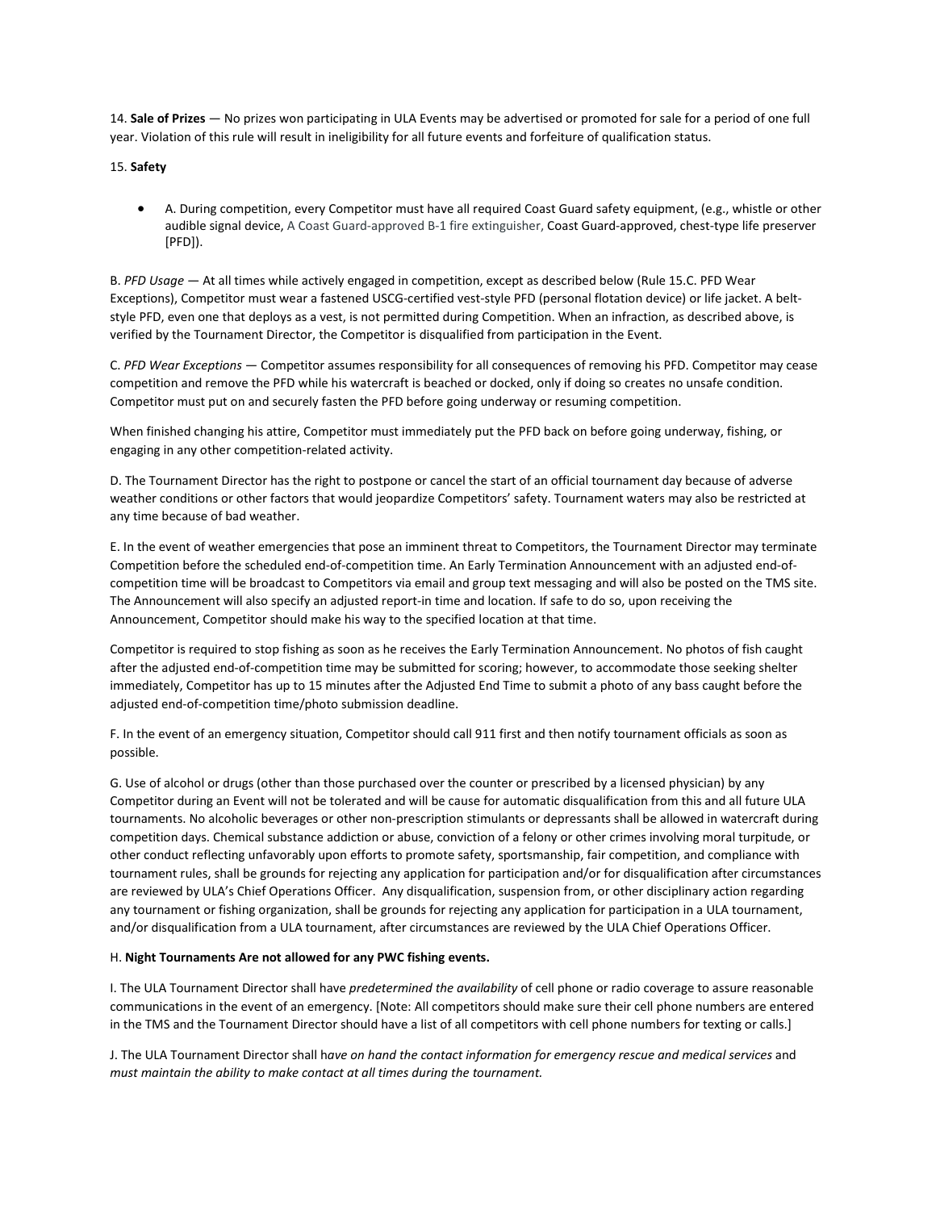14. **Sale of Prizes** — No prizes won participating in ULA Events may be advertised or promoted for sale for a period of one full year. Violation of this rule will result in ineligibility for all future events and forfeiture of qualification status.

15. **Safety**

- A. During competition, every Competitor must have all required Coast Guard safety equipment, (e.g., whistle or other audible signal device, A Coast Guard-approved B-1 fire extinguisher, Coast Guard-approved, chest-type life preserver [PFD]).

B. *PFD Usage* — At all times while actively engaged in competition, except as described below (Rule 15.C. PFD Wear Exceptions), Competitor must wear a fastened USCG-certified vest-style PFD (personal flotation device) or life jacket. A belt-style PFD, even one that deploys as a vest, is not permitted during Competition. When an infraction, as described above, is verified by the Tournament Director, the Competitor is disqualified from participation in the Event.

C. *PFD Wear Exceptions* — Competitor assumes responsibility for all consequences of removing his PFD. Competitor may cease competition and remove the PFD while his watercraft is beached or docked, only if doing so creates no unsafe condition. Competitor must put on and securely fasten the PFD before going underway or resuming competition.

When finished changing his attire, Competitor must immediately put the PFD back on before going underway, fishing, or engaging in any other competition-related activity.

D. The Tournament Director has the right to postpone or cancel the start of an official tournament day because of adverse weather conditions or other factors that would jeopardize Competitors' safety. Tournament waters may also be restricted at any time because of bad weather.

E. In the event of weather emergencies that pose an imminent threat to Competitors, the Tournament Director may terminate Competition before the scheduled end-of-competition time. An Early Termination Announcement with an adjusted end-of-competition time will be broadcast to Competitors via email and group text messaging and will also be posted on the TMS site. The Announcement will also specify an adjusted report-in time and location. If safe to do so, upon receiving the Announcement, Competitor should make his way to the specified location at that time.

Competitor is required to stop fishing as soon as he receives the Early Termination Announcement. No photos of fish caught after the adjusted end-of-competition time may be submitted for scoring; however, to accommodate those seeking shelter immediately, Competitor has up to 15 minutes after the Adjusted End Time to submit a photo of any bass caught before the adjusted end-of-competition time/photo submission deadline.

F. In the event of an emergency situation, Competitor should call 911 first and then notify tournament officials as soon as possible.

G. Use of alcohol or drugs (other than those purchased over the counter or prescribed by a licensed physician) by any Competitor during an Event will not be tolerated and will be cause for automatic disqualification from this and all future ULA tournaments. No alcoholic beverages or other non-prescription stimulants or depressants shall be allowed in watercraft during competition days. Chemical substance addiction or abuse, conviction of a felony or other crimes involving moral turpitude, or other conduct reflecting unfavorably upon efforts to promote safety, sportsmanship, fair competition, and compliance with tournament rules, shall be grounds for rejecting any application for participation and/or for disqualification after circumstances are reviewed by ULA's Chief Operations Officer. Any disqualification, suspension from, or other disciplinary action regarding any tournament or fishing organization, shall be grounds for rejecting any application for participation in a ULA tournament, and/or disqualification from a ULA tournament, after circumstances are reviewed by the ULA Chief Operations Officer.

H. **Night Tournaments Are not allowed for any PWC fishing events.**

I. The ULA Tournament Director shall have *predetermined the availability* of cell phone or radio coverage to assure reasonable communications in the event of an emergency. [Note: All competitors should make sure their cell phone numbers are entered in the TMS and the Tournament Director should have a list of all competitors with cell phone numbers for texting or calls.]

J. The ULA Tournament Director shall h*ave on hand the contact information for emergency rescue and medical services* and *must maintain the ability to make contact at all times during the tournament.*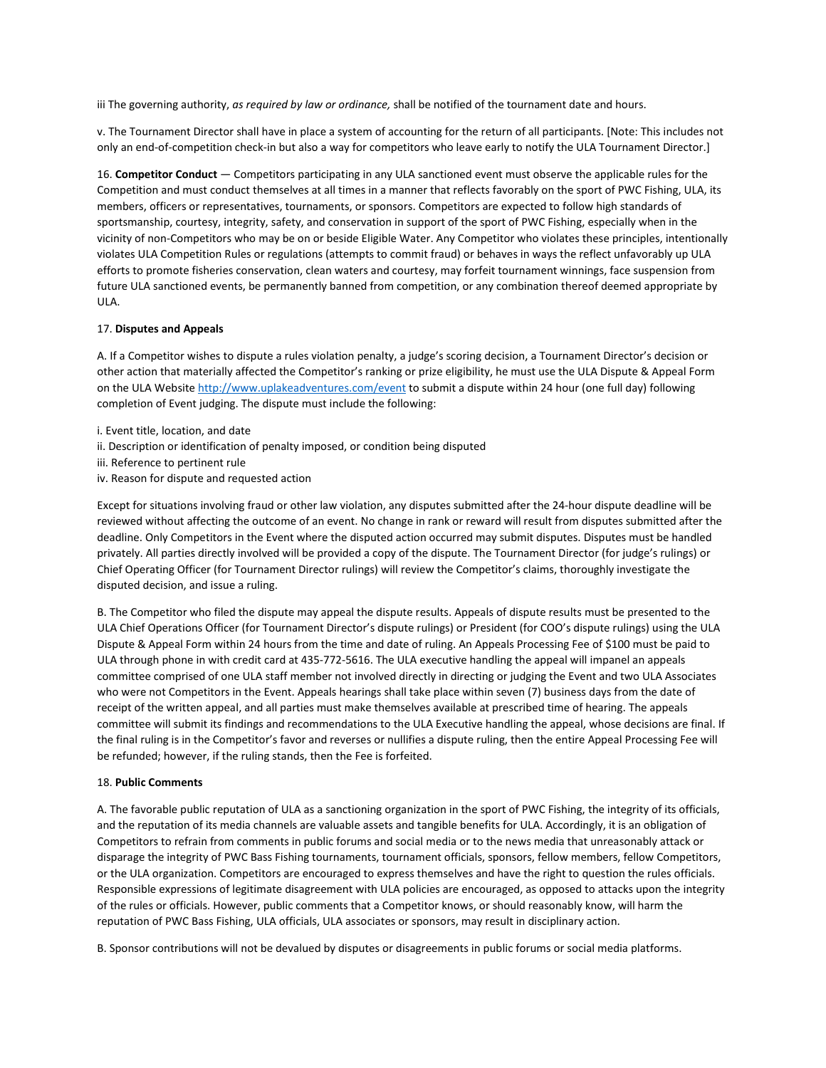iii The governing authority, *as required by law or ordinance,* shall be notified of the tournament date and hours.

v. The Tournament Director shall have in place a system of accounting for the return of all participants. [Note: This includes not only an end-of-competition check-in but also a way for competitors who leave early to notify the ULA Tournament Director.]

16. **Competitor Conduct** — Competitors participating in any ULA sanctioned event must observe the applicable rules for the Competition and must conduct themselves at all times in a manner that reflects favorably on the sport of PWC Fishing, ULA, its members, officers or representatives, tournaments, or sponsors. Competitors are expected to follow high standards of sportsmanship, courtesy, integrity, safety, and conservation in support of the sport of PWC Fishing, especially when in the vicinity of non-Competitors who may be on or beside Eligible Water. Any Competitor who violates these principles, intentionally violates ULA Competition Rules or regulations (attempts to commit fraud) or behaves in ways the reflect unfavorably up ULA efforts to promote fisheries conservation, clean waters and courtesy, may forfeit tournament winnings, face suspension from future ULA sanctioned events, be permanently banned from competition, or any combination thereof deemed appropriate by ULA.

17. **Disputes and Appeals**

A. If a Competitor wishes to dispute a rules violation penalty, a judge's scoring decision, a Tournament Director's decision or other action that materially affected the Competitor's ranking or prize eligibility, he must use the ULA Dispute & Appeal Form on the ULA Website http://www.uplakeadventures.com/event to submit a dispute within 24 hour (one full day) following completion of Event judging. The dispute must include the following:

i. Event title, location, and date
ii. Description or identification of penalty imposed, or condition being disputed
iii. Reference to pertinent rule
iv. Reason for dispute and requested action

Except for situations involving fraud or other law violation, any disputes submitted after the 24-hour dispute deadline will be reviewed without affecting the outcome of an event. No change in rank or reward will result from disputes submitted after the deadline. Only Competitors in the Event where the disputed action occurred may submit disputes. Disputes must be handled privately. All parties directly involved will be provided a copy of the dispute. The Tournament Director (for judge's rulings) or Chief Operating Officer (for Tournament Director rulings) will review the Competitor's claims, thoroughly investigate the disputed decision, and issue a ruling.

B. The Competitor who filed the dispute may appeal the dispute results. Appeals of dispute results must be presented to the ULA Chief Operations Officer (for Tournament Director's dispute rulings) or President (for COO's dispute rulings) using the ULA Dispute & Appeal Form within 24 hours from the time and date of ruling. An Appeals Processing Fee of $100 must be paid to ULA through phone in with credit card at 435-772-5616. The ULA executive handling the appeal will impanel an appeals committee comprised of one ULA staff member not involved directly in directing or judging the Event and two ULA Associates who were not Competitors in the Event. Appeals hearings shall take place within seven (7) business days from the date of receipt of the written appeal, and all parties must make themselves available at prescribed time of hearing. The appeals committee will submit its findings and recommendations to the ULA Executive handling the appeal, whose decisions are final. If the final ruling is in the Competitor's favor and reverses or nullifies a dispute ruling, then the entire Appeal Processing Fee will be refunded; however, if the ruling stands, then the Fee is forfeited.

18. **Public Comments**

A. The favorable public reputation of ULA as a sanctioning organization in the sport of PWC Fishing, the integrity of its officials, and the reputation of its media channels are valuable assets and tangible benefits for ULA. Accordingly, it is an obligation of Competitors to refrain from comments in public forums and social media or to the news media that unreasonably attack or disparage the integrity of PWC Bass Fishing tournaments, tournament officials, sponsors, fellow members, fellow Competitors, or the ULA organization. Competitors are encouraged to express themselves and have the right to question the rules officials. Responsible expressions of legitimate disagreement with ULA policies are encouraged, as opposed to attacks upon the integrity of the rules or officials. However, public comments that a Competitor knows, or should reasonably know, will harm the reputation of PWC Bass Fishing, ULA officials, ULA associates or sponsors, may result in disciplinary action.

B. Sponsor contributions will not be devalued by disputes or disagreements in public forums or social media platforms.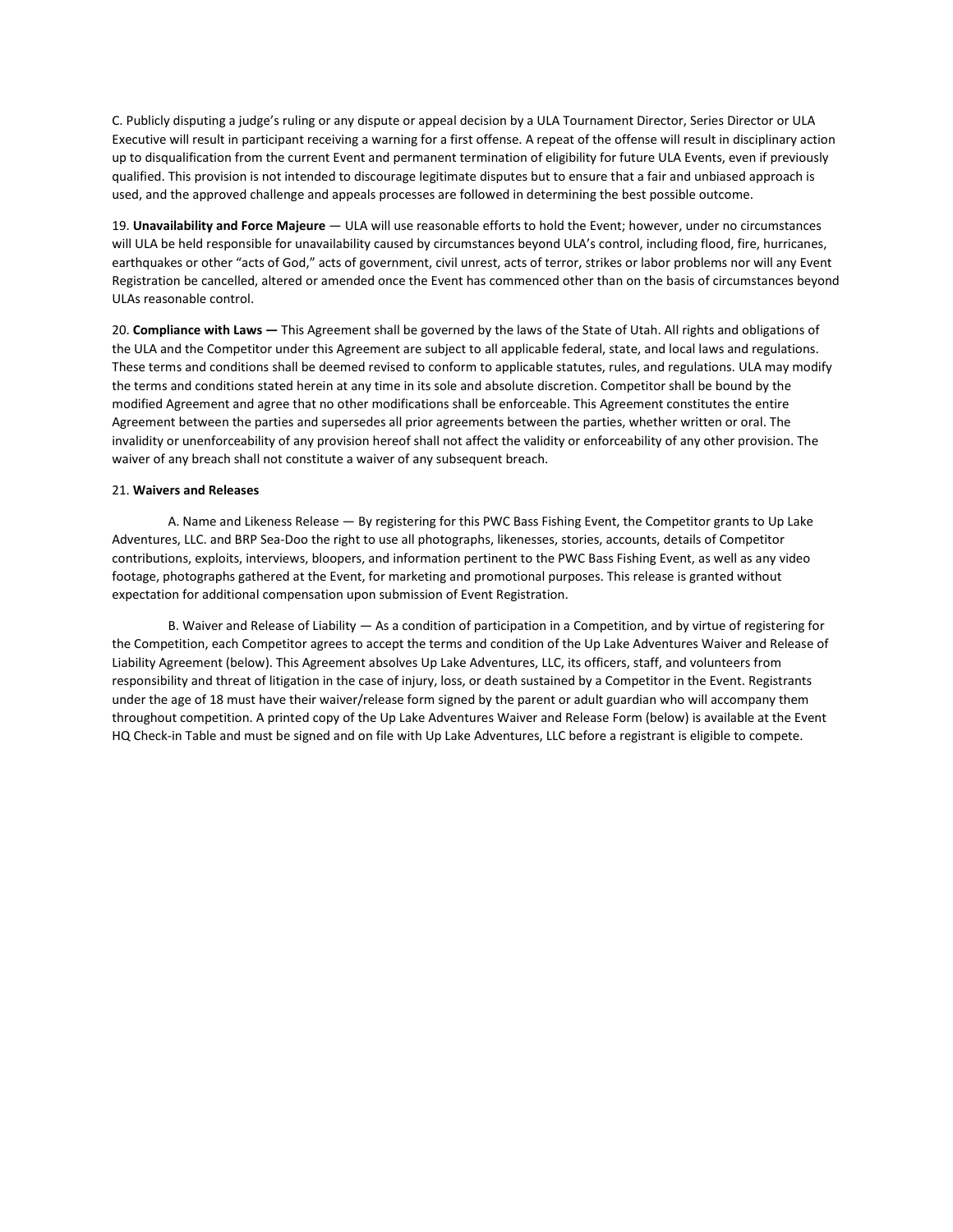C. Publicly disputing a judge's ruling or any dispute or appeal decision by a ULA Tournament Director, Series Director or ULA Executive will result in participant receiving a warning for a first offense. A repeat of the offense will result in disciplinary action up to disqualification from the current Event and permanent termination of eligibility for future ULA Events, even if previously qualified. This provision is not intended to discourage legitimate disputes but to ensure that a fair and unbiased approach is used, and the approved challenge and appeals processes are followed in determining the best possible outcome.

19. **Unavailability and Force Majeure** — ULA will use reasonable efforts to hold the Event; however, under no circumstances will ULA be held responsible for unavailability caused by circumstances beyond ULA's control, including flood, fire, hurricanes, earthquakes or other "acts of God," acts of government, civil unrest, acts of terror, strikes or labor problems nor will any Event Registration be cancelled, altered or amended once the Event has commenced other than on the basis of circumstances beyond ULAs reasonable control.

20. **Compliance with Laws —** This Agreement shall be governed by the laws of the State of Utah. All rights and obligations of the ULA and the Competitor under this Agreement are subject to all applicable federal, state, and local laws and regulations. These terms and conditions shall be deemed revised to conform to applicable statutes, rules, and regulations. ULA may modify the terms and conditions stated herein at any time in its sole and absolute discretion. Competitor shall be bound by the modified Agreement and agree that no other modifications shall be enforceable. This Agreement constitutes the entire Agreement between the parties and supersedes all prior agreements between the parties, whether written or oral. The invalidity or unenforceability of any provision hereof shall not affect the validity or enforceability of any other provision. The waiver of any breach shall not constitute a waiver of any subsequent breach.

21. **Waivers and Releases**

A. Name and Likeness Release — By registering for this PWC Bass Fishing Event, the Competitor grants to Up Lake Adventures, LLC. and BRP Sea-Doo the right to use all photographs, likenesses, stories, accounts, details of Competitor contributions, exploits, interviews, bloopers, and information pertinent to the PWC Bass Fishing Event, as well as any video footage, photographs gathered at the Event, for marketing and promotional purposes. This release is granted without expectation for additional compensation upon submission of Event Registration.

B. Waiver and Release of Liability — As a condition of participation in a Competition, and by virtue of registering for the Competition, each Competitor agrees to accept the terms and condition of the Up Lake Adventures Waiver and Release of Liability Agreement (below). This Agreement absolves Up Lake Adventures, LLC, its officers, staff, and volunteers from responsibility and threat of litigation in the case of injury, loss, or death sustained by a Competitor in the Event. Registrants under the age of 18 must have their waiver/release form signed by the parent or adult guardian who will accompany them throughout competition. A printed copy of the Up Lake Adventures Waiver and Release Form (below) is available at the Event HQ Check-in Table and must be signed and on file with Up Lake Adventures, LLC before a registrant is eligible to compete.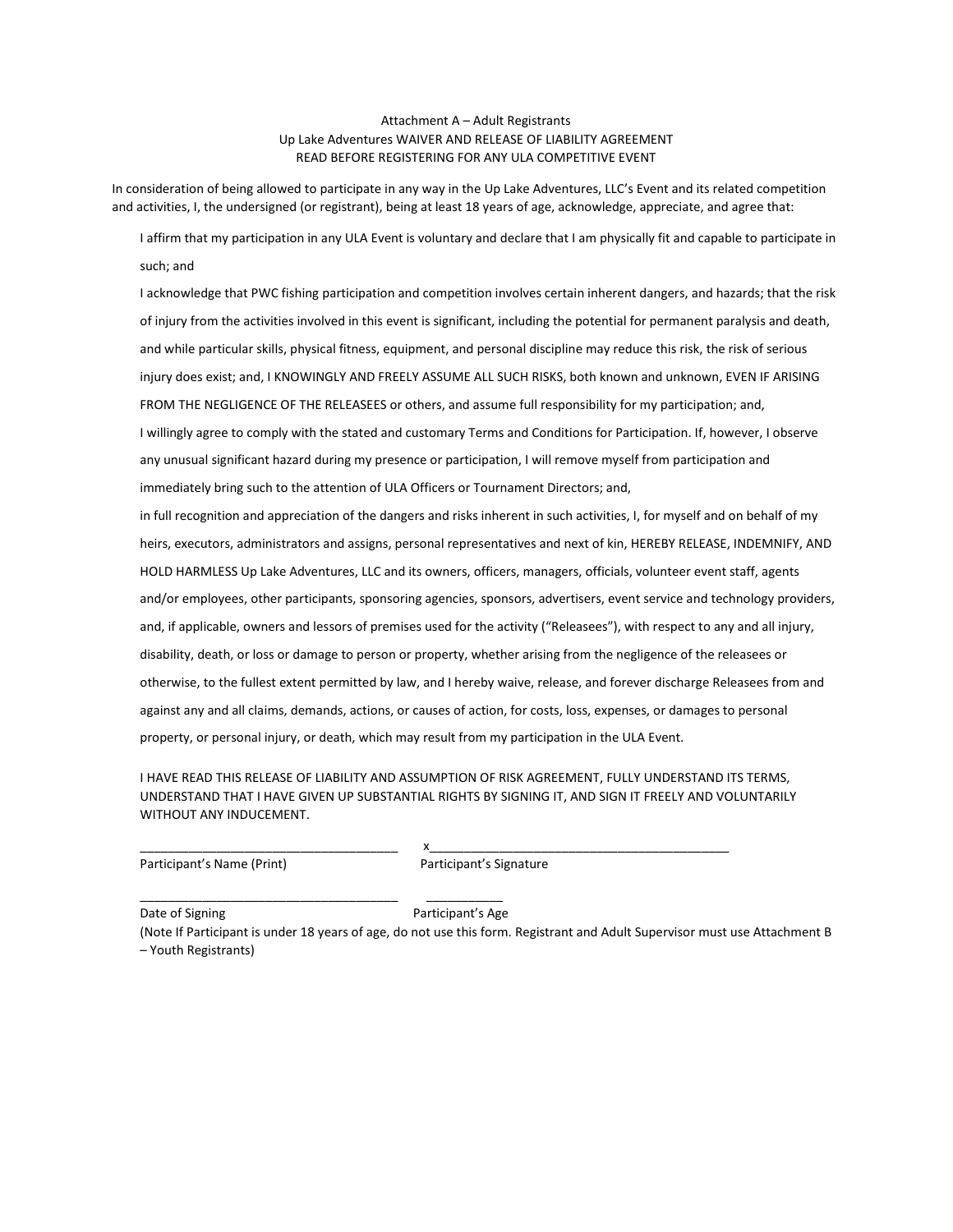Attachment A – Adult Registrants

Up Lake Adventures WAIVER AND RELEASE OF LIABILITY AGREEMENT

READ BEFORE REGISTERING FOR ANY ULA COMPETITIVE EVENT

In consideration of being allowed to participate in any way in the Up Lake Adventures, LLC's Event and its related competition and activities, I, the undersigned (or registrant), being at least 18 years of age, acknowledge, appreciate, and agree that:

I affirm that my participation in any ULA Event is voluntary and declare that I am physically fit and capable to participate in such; and

I acknowledge that PWC fishing participation and competition involves certain inherent dangers, and hazards; that the risk of injury from the activities involved in this event is significant, including the potential for permanent paralysis and death, and while particular skills, physical fitness, equipment, and personal discipline may reduce this risk, the risk of serious injury does exist; and, I KNOWINGLY AND FREELY ASSUME ALL SUCH RISKS, both known and unknown, EVEN IF ARISING FROM THE NEGLIGENCE OF THE RELEASEES or others, and assume full responsibility for my participation; and,

I willingly agree to comply with the stated and customary Terms and Conditions for Participation. If, however, I observe any unusual significant hazard during my presence or participation, I will remove myself from participation and immediately bring such to the attention of ULA Officers or Tournament Directors; and,

in full recognition and appreciation of the dangers and risks inherent in such activities, I, for myself and on behalf of my heirs, executors, administrators and assigns, personal representatives and next of kin, HEREBY RELEASE, INDEMNIFY, AND HOLD HARMLESS Up Lake Adventures, LLC and its owners, officers, managers, officials, volunteer event staff, agents and/or employees, other participants, sponsoring agencies, sponsors, advertisers, event service and technology providers, and, if applicable, owners and lessors of premises used for the activity ("Releasees"), with respect to any and all injury, disability, death, or loss or damage to person or property, whether arising from the negligence of the releasees or otherwise, to the fullest extent permitted by law, and I hereby waive, release, and forever discharge Releasees from and against any and all claims, demands, actions, or causes of action, for costs, loss, expenses, or damages to personal property, or personal injury, or death, which may result from my participation in the ULA Event.

I HAVE READ THIS RELEASE OF LIABILITY AND ASSUMPTION OF RISK AGREEMENT, FULLY UNDERSTAND ITS TERMS, UNDERSTAND THAT I HAVE GIVEN UP SUBSTANTIAL RIGHTS BY SIGNING IT, AND SIGN IT FREELY AND VOLUNTARILY WITHOUT ANY INDUCEMENT.

_____________________________________ x_____________________________________________

Participant's Name (Print) Participant's Signature

_____________________________________ ___________

Date of Signing Participant's Age

(Note If Participant is under 18 years of age, do not use this form. Registrant and Adult Supervisor must use Attachment B – Youth Registrants)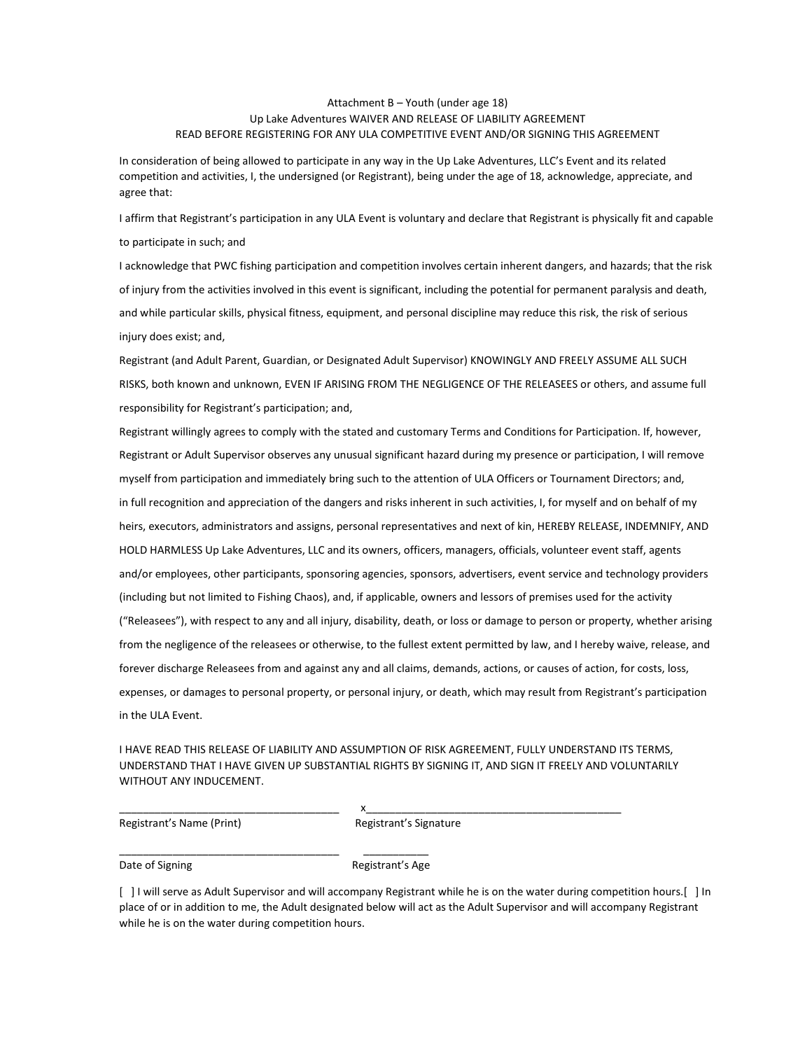Attachment B – Youth (under age 18)
Up Lake Adventures WAIVER AND RELEASE OF LIABILITY AGREEMENT
READ BEFORE REGISTERING FOR ANY ULA COMPETITIVE EVENT AND/OR SIGNING THIS AGREEMENT

In consideration of being allowed to participate in any way in the Up Lake Adventures, LLC's Event and its related competition and activities, I, the undersigned (or Registrant), being under the age of 18, acknowledge, appreciate, and agree that:

I affirm that Registrant's participation in any ULA Event is voluntary and declare that Registrant is physically fit and capable to participate in such; and

I acknowledge that PWC fishing participation and competition involves certain inherent dangers, and hazards; that the risk of injury from the activities involved in this event is significant, including the potential for permanent paralysis and death, and while particular skills, physical fitness, equipment, and personal discipline may reduce this risk, the risk of serious injury does exist; and,

Registrant (and Adult Parent, Guardian, or Designated Adult Supervisor) KNOWINGLY AND FREELY ASSUME ALL SUCH RISKS, both known and unknown, EVEN IF ARISING FROM THE NEGLIGENCE OF THE RELEASEES or others, and assume full responsibility for Registrant's participation; and,

Registrant willingly agrees to comply with the stated and customary Terms and Conditions for Participation. If, however, Registrant or Adult Supervisor observes any unusual significant hazard during my presence or participation, I will remove myself from participation and immediately bring such to the attention of ULA Officers or Tournament Directors; and,

in full recognition and appreciation of the dangers and risks inherent in such activities, I, for myself and on behalf of my heirs, executors, administrators and assigns, personal representatives and next of kin, HEREBY RELEASE, INDEMNIFY, AND HOLD HARMLESS Up Lake Adventures, LLC and its owners, officers, managers, officials, volunteer event staff, agents and/or employees, other participants, sponsoring agencies, sponsors, advertisers, event service and technology providers (including but not limited to Fishing Chaos), and, if applicable, owners and lessors of premises used for the activity ("Releasees"), with respect to any and all injury, disability, death, or loss or damage to person or property, whether arising from the negligence of the releasees or otherwise, to the fullest extent permitted by law, and I hereby waive, release, and forever discharge Releasees from and against any and all claims, demands, actions, or causes of action, for costs, loss, expenses, or damages to personal property, or personal injury, or death, which may result from Registrant's participation in the ULA Event.

I HAVE READ THIS RELEASE OF LIABILITY AND ASSUMPTION OF RISK AGREEMENT, FULLY UNDERSTAND ITS TERMS, UNDERSTAND THAT I HAVE GIVEN UP SUBSTANTIAL RIGHTS BY SIGNING IT, AND SIGN IT FREELY AND VOLUNTARILY WITHOUT ANY INDUCEMENT.

______________________________________ x___________________________________________

Registrant's Name (Print) Registrant's Signature

______________________________________ ___________

Date of Signing Registrant's Age

[ ] I will serve as Adult Supervisor and will accompany Registrant while he is on the water during competition hours.[ ] In place of or in addition to me, the Adult designated below will act as the Adult Supervisor and will accompany Registrant while he is on the water during competition hours.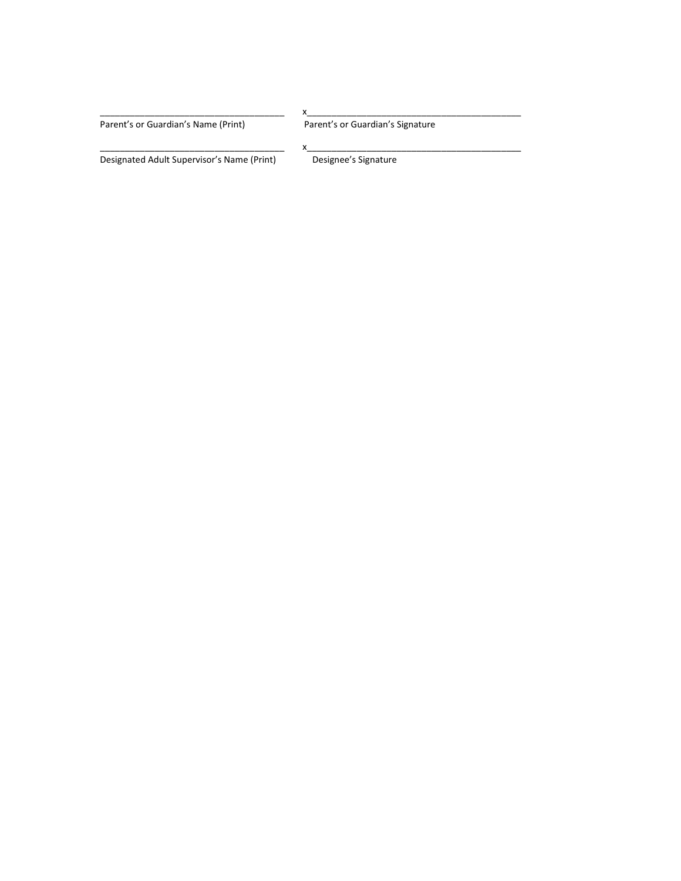_______________________________________ x_____________________________________________

Parent's or Guardian's Name (Print) Parent's or Guardian's Signature

_______________________________________ x_____________________________________________

Designated Adult Supervisor's Name (Print) Designee's Signature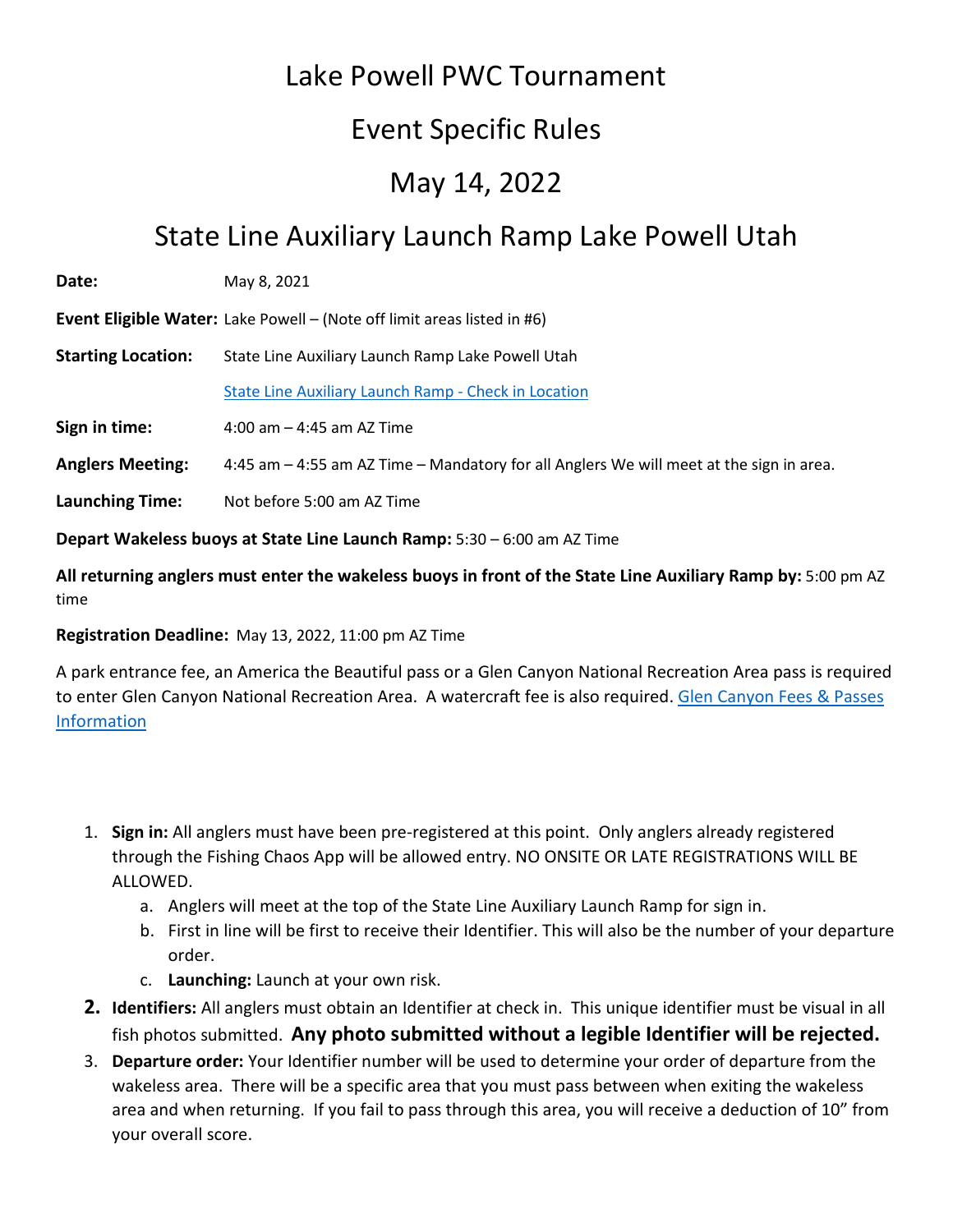# Lake Powell PWC Tournament

# Event Specific Rules

# May 14, 2022

# State Line Auxiliary Launch Ramp Lake Powell Utah

**Date:** May 8, 2021

**Event Eligible Water:** Lake Powell – (Note off limit areas listed in #6)

**Starting Location:** State Line Auxiliary Launch Ramp Lake Powell Utah

[State Line Auxiliary Launch Ramp - Check in Location]

**Sign in time:** 4:00 am – 4:45 am AZ Time

**Anglers Meeting:** 4:45 am – 4:55 am AZ Time – Mandatory for all Anglers We will meet at the sign in area.

**Launching Time:** Not before 5:00 am AZ Time

**Depart Wakeless buoys at State Line Launch Ramp:** 5:30 – 6:00 am AZ Time

**All returning anglers must enter the wakeless buoys in front of the State Line Auxiliary Ramp by:** 5:00 pm AZ time

**Registration Deadline:** May 13, 2022, 11:00 pm AZ Time

A park entrance fee, an America the Beautiful pass or a Glen Canyon National Recreation Area pass is required to enter Glen Canyon National Recreation Area. A watercraft fee is also required. [Glen Canyon Fees & Passes Information]

1. **Sign in:** All anglers must have been pre-registered at this point. Only anglers already registered through the Fishing Chaos App will be allowed entry. NO ONSITE OR LATE REGISTRATIONS WILL BE ALLOWED.
   a. Anglers will meet at the top of the State Line Auxiliary Launch Ramp for sign in.
   b. First in line will be first to receive their Identifier. This will also be the number of your departure order.
   c. **Launching:** Launch at your own risk.
2. **Identifiers:** All anglers must obtain an Identifier at check in. This unique identifier must be visual in all fish photos submitted. **Any photo submitted without a legible Identifier will be rejected.**
3. **Departure order:** Your Identifier number will be used to determine your order of departure from the wakeless area. There will be a specific area that you must pass between when exiting the wakeless area and when returning. If you fail to pass through this area, you will receive a deduction of 10" from your overall score.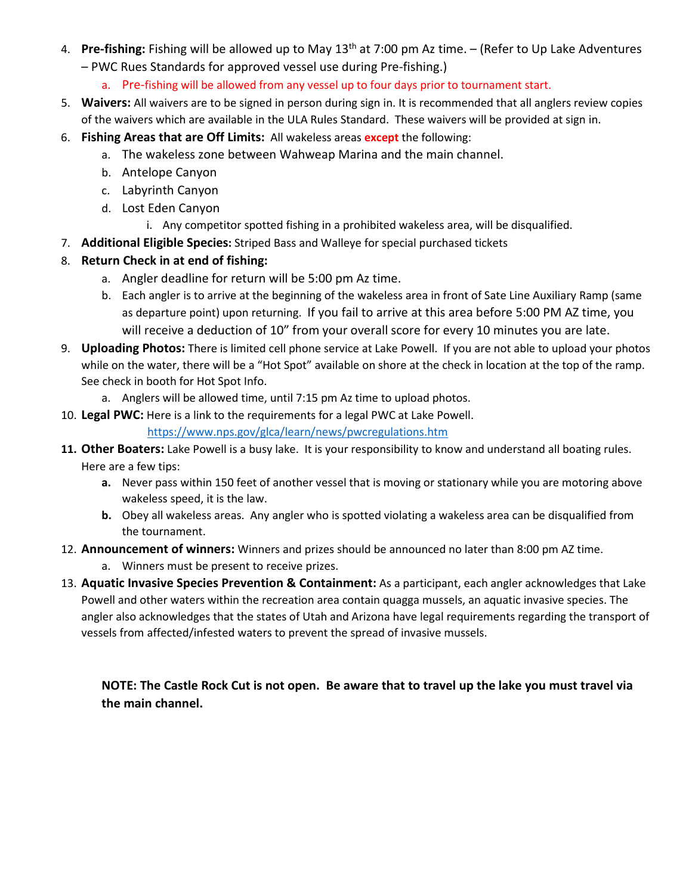4. **Pre-fishing:** Fishing will be allowed up to May 13th at 7:00 pm Az time. – (Refer to Up Lake Adventures – PWC Rues Standards for approved vessel use during Pre-fishing.)
   a. Pre-fishing will be allowed from any vessel up to four days prior to tournament start.
5. **Waivers:** All waivers are to be signed in person during sign in. It is recommended that all anglers review copies of the waivers which are available in the ULA Rules Standard. These waivers will be provided at sign in.
6. **Fishing Areas that are Off Limits:** All wakeless areas **except** the following:
   a. The wakeless zone between Wahweap Marina and the main channel.
   b. Antelope Canyon
   c. Labyrinth Canyon
   d. Lost Eden Canyon
      i. Any competitor spotted fishing in a prohibited wakeless area, will be disqualified.
7. **Additional Eligible Species:** Striped Bass and Walleye for special purchased tickets
8. **Return Check in at end of fishing:**
   a. Angler deadline for return will be 5:00 pm Az time.
   b. Each angler is to arrive at the beginning of the wakeless area in front of Sate Line Auxiliary Ramp (same as departure point) upon returning. If you fail to arrive at this area before 5:00 PM AZ time, you will receive a deduction of 10" from your overall score for every 10 minutes you are late.
9. **Uploading Photos:** There is limited cell phone service at Lake Powell. If you are not able to upload your photos while on the water, there will be a "Hot Spot" available on shore at the check in location at the top of the ramp. See check in booth for Hot Spot Info.
   a. Anglers will be allowed time, until 7:15 pm Az time to upload photos.
10. **Legal PWC:** Here is a link to the requirements for a legal PWC at Lake Powell.
    https://www.nps.gov/glca/learn/news/pwcregulations.htm
11. **Other Boaters:** Lake Powell is a busy lake. It is your responsibility to know and understand all boating rules. Here are a few tips:
    **a.** Never pass within 150 feet of another vessel that is moving or stationary while you are motoring above wakeless speed, it is the law.
    **b.** Obey all wakeless areas. Any angler who is spotted violating a wakeless area can be disqualified from the tournament.
12. **Announcement of winners:** Winners and prizes should be announced no later than 8:00 pm AZ time.
    a. Winners must be present to receive prizes.
13. **Aquatic Invasive Species Prevention & Containment:** As a participant, each angler acknowledges that Lake Powell and other waters within the recreation area contain quagga mussels, an aquatic invasive species. The angler also acknowledges that the states of Utah and Arizona have legal requirements regarding the transport of vessels from affected/infested waters to prevent the spread of invasive mussels.

**NOTE: The Castle Rock Cut is not open. Be aware that to travel up the lake you must travel via the main channel.**